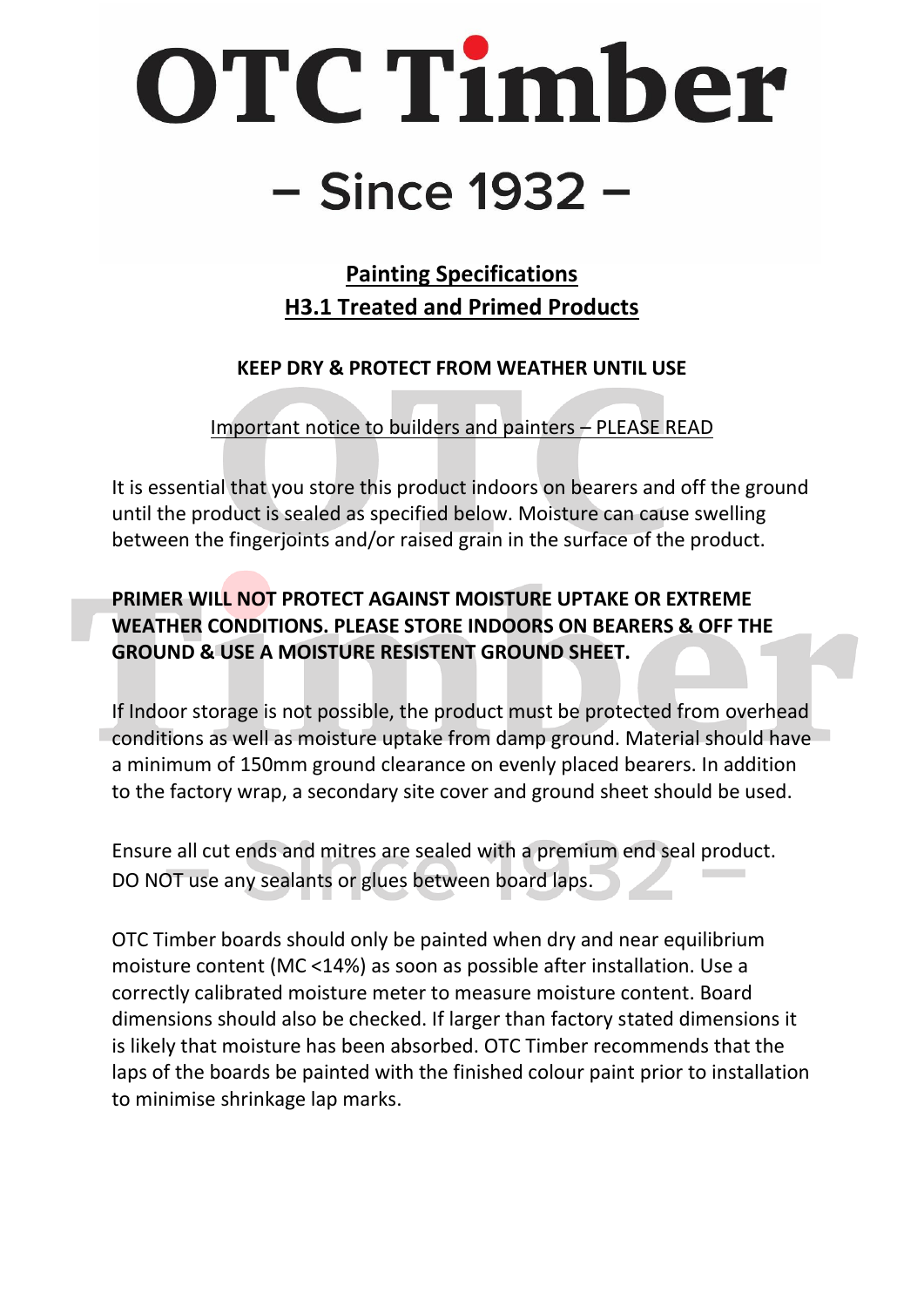# OTC Timber

## – Since 1932 –

## Painting Specifications
## H3.1 Treated and Primed Products

**KEEP DRY & PROTECT FROM WEATHER UNTIL USE**

Important notice to builders and painters – PLEASE READ

It is essential that you store this product indoors on bearers and off the ground until the product is sealed as specified below. Moisture can cause swelling between the fingerjoints and/or raised grain in the surface of the product.

**PRIMER WILL NOT PROTECT AGAINST MOISTURE UPTAKE OR EXTREME WEATHER CONDITIONS. PLEASE STORE INDOORS ON BEARERS & OFF THE GROUND & USE A MOISTURE RESISTENT GROUND SHEET.**

If Indoor storage is not possible, the product must be protected from overhead conditions as well as moisture uptake from damp ground. Material should have a minimum of 150mm ground clearance on evenly placed bearers. In addition to the factory wrap, a secondary site cover and ground sheet should be used.

Ensure all cut ends and mitres are sealed with a premium end seal product. DO NOT use any sealants or glues between board laps.

OTC Timber boards should only be painted when dry and near equilibrium moisture content (MC <14%) as soon as possible after installation. Use a correctly calibrated moisture meter to measure moisture content. Board dimensions should also be checked. If larger than factory stated dimensions it is likely that moisture has been absorbed. OTC Timber recommends that the laps of the boards be painted with the finished colour paint prior to installation to minimise shrinkage lap marks.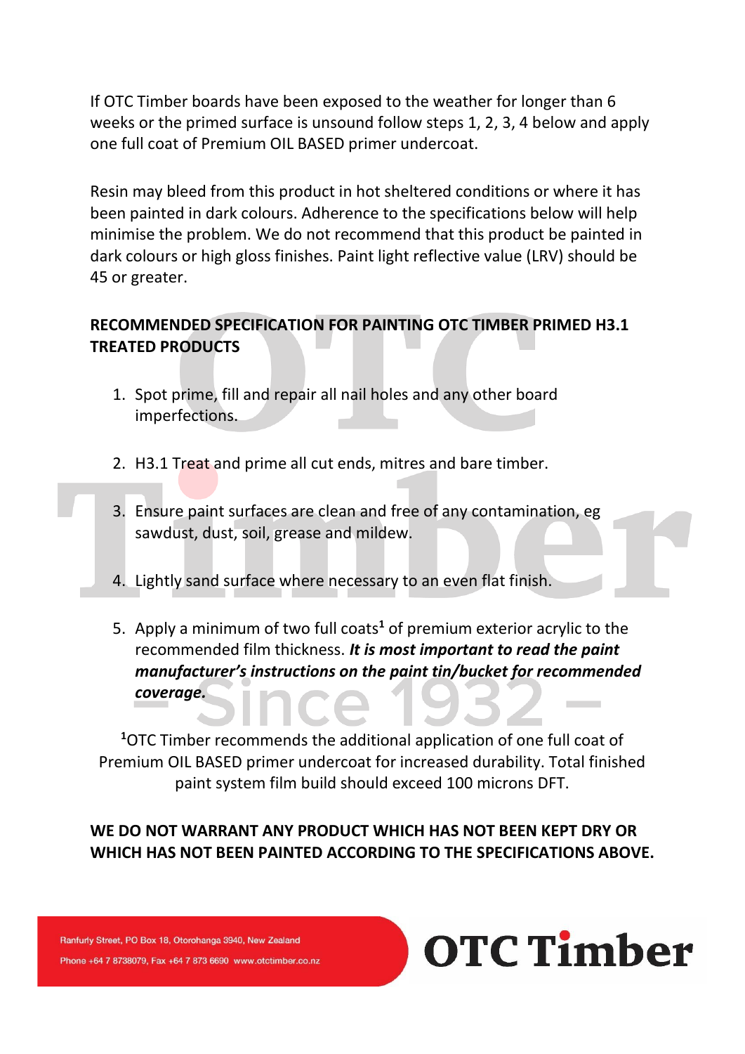If OTC Timber boards have been exposed to the weather for longer than 6 weeks or the primed surface is unsound follow steps 1, 2, 3, 4 below and apply one full coat of Premium OIL BASED primer undercoat.

Resin may bleed from this product in hot sheltered conditions or where it has been painted in dark colours. Adherence to the specifications below will help minimise the problem. We do not recommend that this product be painted in dark colours or high gloss finishes. Paint light reflective value (LRV) should be 45 or greater.

**RECOMMENDED SPECIFICATION FOR PAINTING OTC TIMBER PRIMED H3.1 TREATED PRODUCTS**

1. Spot prime, fill and repair all nail holes and any other board imperfections.

2. H3.1 Treat and prime all cut ends, mitres and bare timber.

3. Ensure paint surfaces are clean and free of any contamination, eg sawdust, dust, soil, grease and mildew.

4. Lightly sand surface where necessary to an even flat finish.

5. Apply a minimum of two full coats[1] of premium exterior acrylic to the recommended film thickness. ***It is most important to read the paint manufacturer's instructions on the paint tin/bucket for recommended coverage.***

[1]OTC Timber recommends the additional application of one full coat of Premium OIL BASED primer undercoat for increased durability. Total finished paint system film build should exceed 100 microns DFT.

**WE DO NOT WARRANT ANY PRODUCT WHICH HAS NOT BEEN KEPT DRY OR WHICH HAS NOT BEEN PAINTED ACCORDING TO THE SPECIFICATIONS ABOVE.**

Ranfurly Street, PO Box 18, Otorohanga 3940, New Zealand

Phone +64 7 8738079, Fax +64 7 873 6690 www.otctimber.co.nz

OTC Timber